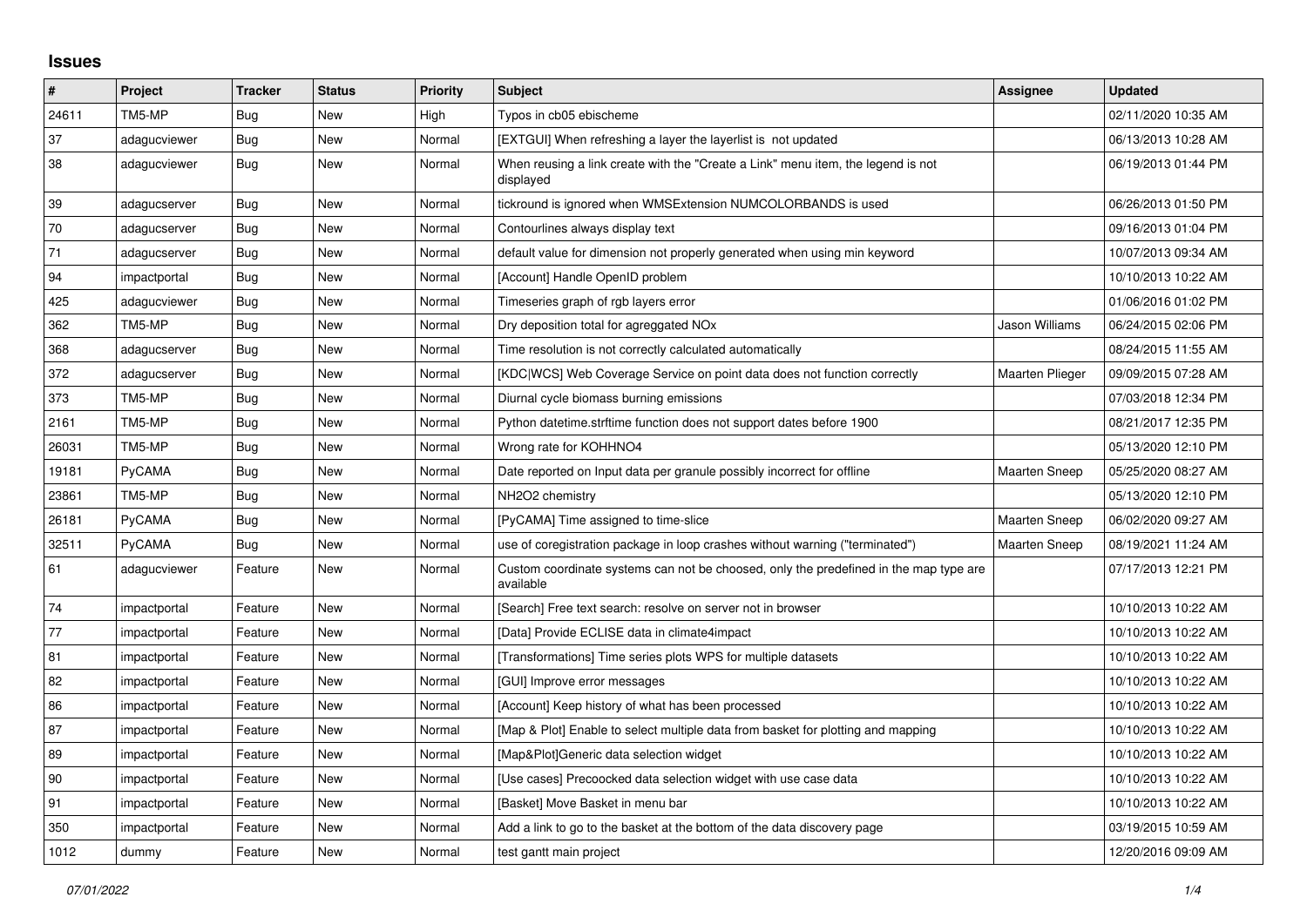# Issues

| # | Project | Tracker | Status | Priority | Subject | Assignee | Updated |
|---|---|---|---|---|---|---|---|
| 24611 | TM5-MP | Bug | New | High | Typos in cb05 ebischeme | | 02/11/2020 10:35 AM |
| 37 | adagucviewer | Bug | New | Normal | [EXTGUI] When refreshing a layer the layerlist is not updated | | 06/13/2013 10:28 AM |
| 38 | adagucviewer | Bug | New | Normal | When reusing a link create with the "Create a Link" menu item, the legend is not displayed | | 06/19/2013 01:44 PM |
| 39 | adagucserver | Bug | New | Normal | tickround is ignored when WMSExtension NUMCOLORBANDS is used | | 06/26/2013 01:50 PM |
| 70 | adagucserver | Bug | New | Normal | Contourlines always display text | | 09/16/2013 01:04 PM |
| 71 | adagucserver | Bug | New | Normal | default value for dimension not properly generated when using min keyword | | 10/07/2013 09:34 AM |
| 94 | impactportal | Bug | New | Normal | [Account] Handle OpenID problem | | 10/10/2013 10:22 AM |
| 425 | adagucviewer | Bug | New | Normal | Timeseries graph of rgb layers error | | 01/06/2016 01:02 PM |
| 362 | TM5-MP | Bug | New | Normal | Dry deposition total for agreggated NOx | Jason Williams | 06/24/2015 02:06 PM |
| 368 | adagucserver | Bug | New | Normal | Time resolution is not correctly calculated automatically | | 08/24/2015 11:55 AM |
| 372 | adagucserver | Bug | New | Normal | [KDC\|WCS] Web Coverage Service on point data does not function correctly | Maarten Plieger | 09/09/2015 07:28 AM |
| 373 | TM5-MP | Bug | New | Normal | Diurnal cycle biomass burning emissions | | 07/03/2018 12:34 PM |
| 2161 | TM5-MP | Bug | New | Normal | Python datetime.strftime function does not support dates before 1900 | | 08/21/2017 12:35 PM |
| 26031 | TM5-MP | Bug | New | Normal | Wrong rate for KOHHNO4 | | 05/13/2020 12:10 PM |
| 19181 | PyCAMA | Bug | New | Normal | Date reported on Input data per granule possibly incorrect for offline | Maarten Sneep | 05/25/2020 08:27 AM |
| 23861 | TM5-MP | Bug | New | Normal | NH2O2 chemistry | | 05/13/2020 12:10 PM |
| 26181 | PyCAMA | Bug | New | Normal | [PyCAMA] Time assigned to time-slice | Maarten Sneep | 06/02/2020 09:27 AM |
| 32511 | PyCAMA | Bug | New | Normal | use of coregistration package in loop crashes without warning ("terminated") | Maarten Sneep | 08/19/2021 11:24 AM |
| 61 | adagucviewer | Feature | New | Normal | Custom coordinate systems can not be choosed, only the predefined in the map type are available | | 07/17/2013 12:21 PM |
| 74 | impactportal | Feature | New | Normal | [Search] Free text search: resolve on server not in browser | | 10/10/2013 10:22 AM |
| 77 | impactportal | Feature | New | Normal | [Data] Provide ECLISE data in climate4impact | | 10/10/2013 10:22 AM |
| 81 | impactportal | Feature | New | Normal | [Transformations] Time series plots WPS for multiple datasets | | 10/10/2013 10:22 AM |
| 82 | impactportal | Feature | New | Normal | [GUI] Improve error messages | | 10/10/2013 10:22 AM |
| 86 | impactportal | Feature | New | Normal | [Account] Keep history of what has been processed | | 10/10/2013 10:22 AM |
| 87 | impactportal | Feature | New | Normal | [Map & Plot] Enable to select multiple data from basket for plotting and mapping | | 10/10/2013 10:22 AM |
| 89 | impactportal | Feature | New | Normal | [Map&Plot]Generic data selection widget | | 10/10/2013 10:22 AM |
| 90 | impactportal | Feature | New | Normal | [Use cases] Precoocked data selection widget with use case data | | 10/10/2013 10:22 AM |
| 91 | impactportal | Feature | New | Normal | [Basket] Move Basket in menu bar | | 10/10/2013 10:22 AM |
| 350 | impactportal | Feature | New | Normal | Add a link to go to the basket at the bottom of the data discovery page | | 03/19/2015 10:59 AM |
| 1012 | dummy | Feature | New | Normal | test gantt main project | | 12/20/2016 09:09 AM |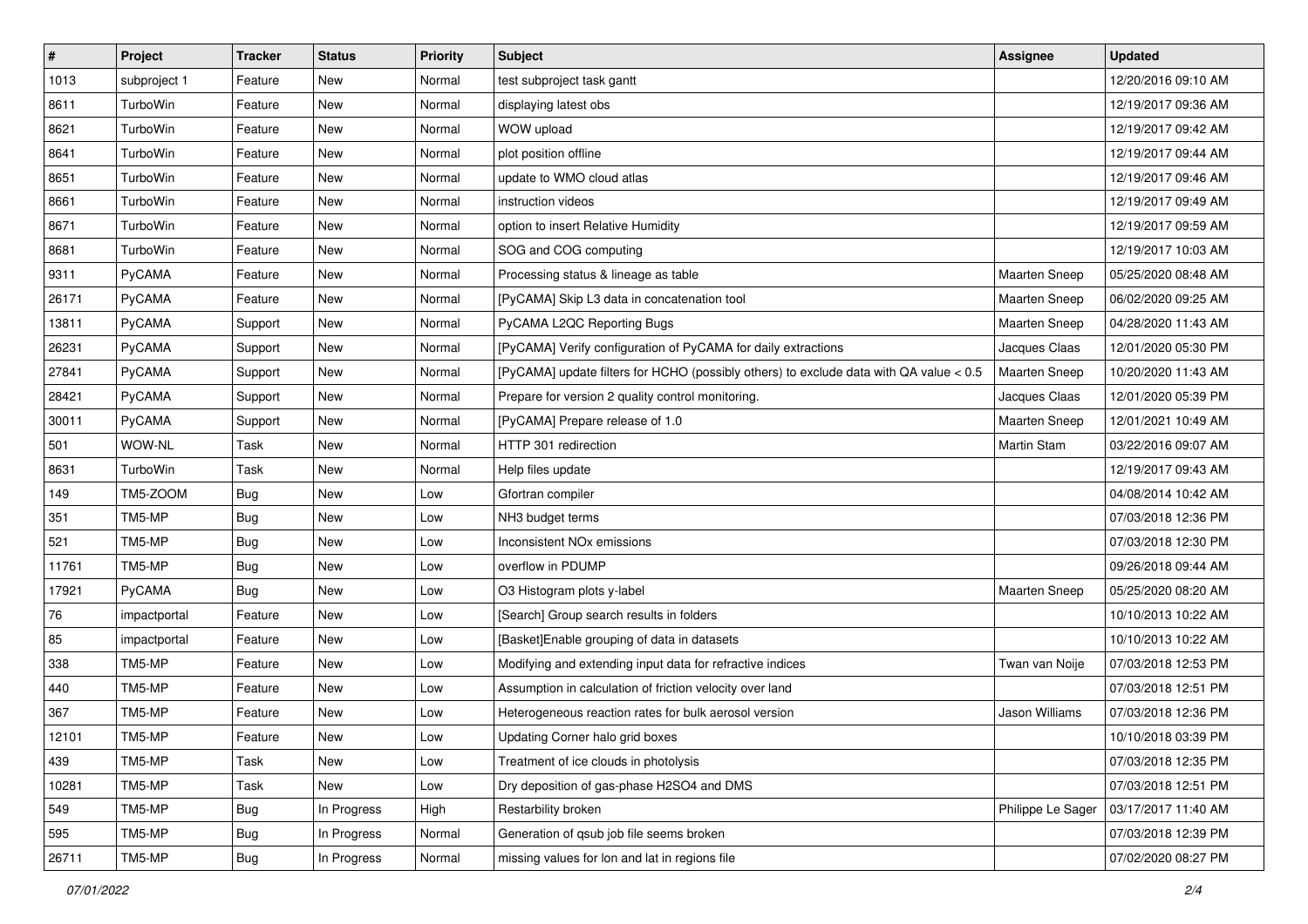| # | Project | Tracker | Status | Priority | Subject | Assignee | Updated |
|---|---|---|---|---|---|---|---|
| 1013 | subproject 1 | Feature | New | Normal | test subproject task gantt | | 12/20/2016 09:10 AM |
| 8611 | TurboWin | Feature | New | Normal | displaying latest obs | | 12/19/2017 09:36 AM |
| 8621 | TurboWin | Feature | New | Normal | WOW upload | | 12/19/2017 09:42 AM |
| 8641 | TurboWin | Feature | New | Normal | plot position offline | | 12/19/2017 09:44 AM |
| 8651 | TurboWin | Feature | New | Normal | update to WMO cloud atlas | | 12/19/2017 09:46 AM |
| 8661 | TurboWin | Feature | New | Normal | instruction videos | | 12/19/2017 09:49 AM |
| 8671 | TurboWin | Feature | New | Normal | option to insert Relative Humidity | | 12/19/2017 09:59 AM |
| 8681 | TurboWin | Feature | New | Normal | SOG and COG computing | | 12/19/2017 10:03 AM |
| 9311 | PyCAMA | Feature | New | Normal | Processing status & lineage as table | Maarten Sneep | 05/25/2020 08:48 AM |
| 26171 | PyCAMA | Feature | New | Normal | [PyCAMA] Skip L3 data in concatenation tool | Maarten Sneep | 06/02/2020 09:25 AM |
| 13811 | PyCAMA | Support | New | Normal | PyCAMA L2QC Reporting Bugs | Maarten Sneep | 04/28/2020 11:43 AM |
| 26231 | PyCAMA | Support | New | Normal | [PyCAMA] Verify configuration of PyCAMA for daily extractions | Jacques Claas | 12/01/2020 05:30 PM |
| 27841 | PyCAMA | Support | New | Normal | [PyCAMA] update filters for HCHO (possibly others) to exclude data with QA value < 0.5 | Maarten Sneep | 10/20/2020 11:43 AM |
| 28421 | PyCAMA | Support | New | Normal | Prepare for version 2 quality control monitoring. | Jacques Claas | 12/01/2020 05:39 PM |
| 30011 | PyCAMA | Support | New | Normal | [PyCAMA] Prepare release of 1.0 | Maarten Sneep | 12/01/2021 10:49 AM |
| 501 | WOW-NL | Task | New | Normal | HTTP 301 redirection | Martin Stam | 03/22/2016 09:07 AM |
| 8631 | TurboWin | Task | New | Normal | Help files update | | 12/19/2017 09:43 AM |
| 149 | TM5-ZOOM | Bug | New | Low | Gfortran compiler | | 04/08/2014 10:42 AM |
| 351 | TM5-MP | Bug | New | Low | NH3 budget terms | | 07/03/2018 12:36 PM |
| 521 | TM5-MP | Bug | New | Low | Inconsistent NOx emissions | | 07/03/2018 12:30 PM |
| 11761 | TM5-MP | Bug | New | Low | overflow in PDUMP | | 09/26/2018 09:44 AM |
| 17921 | PyCAMA | Bug | New | Low | O3 Histogram plots y-label | Maarten Sneep | 05/25/2020 08:20 AM |
| 76 | impactportal | Feature | New | Low | [Search] Group search results in folders | | 10/10/2013 10:22 AM |
| 85 | impactportal | Feature | New | Low | [Basket]Enable grouping of data in datasets | | 10/10/2013 10:22 AM |
| 338 | TM5-MP | Feature | New | Low | Modifying and extending input data for refractive indices | Twan van Noije | 07/03/2018 12:53 PM |
| 440 | TM5-MP | Feature | New | Low | Assumption in calculation of friction velocity over land | | 07/03/2018 12:51 PM |
| 367 | TM5-MP | Feature | New | Low | Heterogeneous reaction rates for bulk aerosol version | Jason Williams | 07/03/2018 12:36 PM |
| 12101 | TM5-MP | Feature | New | Low | Updating Corner halo grid boxes | | 10/10/2018 03:39 PM |
| 439 | TM5-MP | Task | New | Low | Treatment of ice clouds in photolysis | | 07/03/2018 12:35 PM |
| 10281 | TM5-MP | Task | New | Low | Dry deposition of gas-phase H2SO4 and DMS | | 07/03/2018 12:51 PM |
| 549 | TM5-MP | Bug | In Progress | High | Restarbility broken | Philippe Le Sager | 03/17/2017 11:40 AM |
| 595 | TM5-MP | Bug | In Progress | Normal | Generation of qsub job file seems broken | | 07/03/2018 12:39 PM |
| 26711 | TM5-MP | Bug | In Progress | Normal | missing values for lon and lat in regions file | | 07/02/2020 08:27 PM |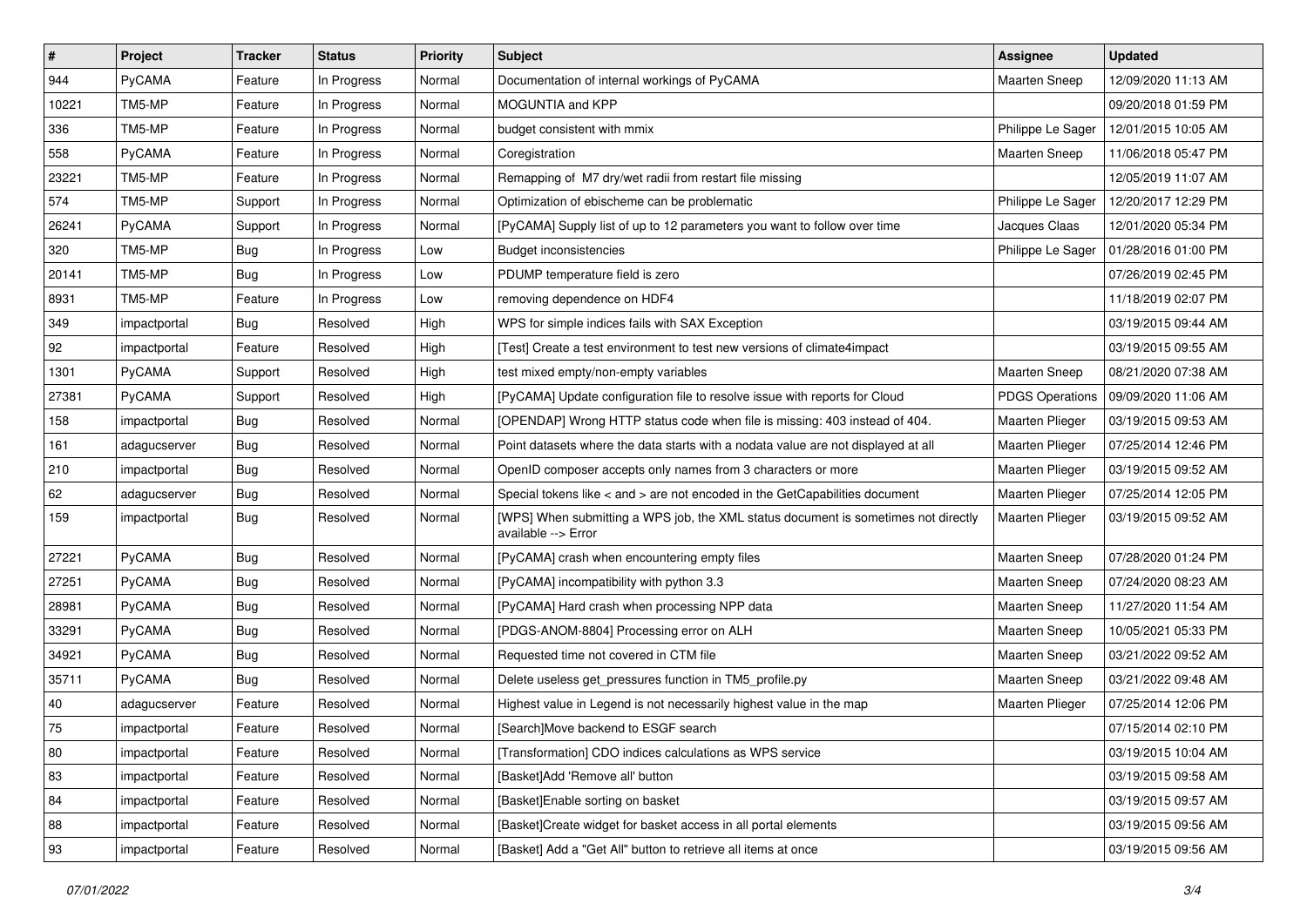| # | Project | Tracker | Status | Priority | Subject | Assignee | Updated |
|---|---|---|---|---|---|---|---|
| 944 | PyCAMA | Feature | In Progress | Normal | Documentation of internal workings of PyCAMA | Maarten Sneep | 12/09/2020 11:13 AM |
| 10221 | TM5-MP | Feature | In Progress | Normal | MOGUNTIA and KPP | | 09/20/2018 01:59 PM |
| 336 | TM5-MP | Feature | In Progress | Normal | budget consistent with mmix | Philippe Le Sager | 12/01/2015 10:05 AM |
| 558 | PyCAMA | Feature | In Progress | Normal | Coregistration | Maarten Sneep | 11/06/2018 05:47 PM |
| 23221 | TM5-MP | Feature | In Progress | Normal | Remapping of M7 dry/wet radii from restart file missing | | 12/05/2019 11:07 AM |
| 574 | TM5-MP | Support | In Progress | Normal | Optimization of ebischeme can be problematic | Philippe Le Sager | 12/20/2017 12:29 PM |
| 26241 | PyCAMA | Support | In Progress | Normal | [PyCAMA] Supply list of up to 12 parameters you want to follow over time | Jacques Claas | 12/01/2020 05:34 PM |
| 320 | TM5-MP | Bug | In Progress | Low | Budget inconsistencies | Philippe Le Sager | 01/28/2016 01:00 PM |
| 20141 | TM5-MP | Bug | In Progress | Low | PDUMP temperature field is zero | | 07/26/2019 02:45 PM |
| 8931 | TM5-MP | Feature | In Progress | Low | removing dependence on HDF4 | | 11/18/2019 02:07 PM |
| 349 | impactportal | Bug | Resolved | High | WPS for simple indices fails with SAX Exception | | 03/19/2015 09:44 AM |
| 92 | impactportal | Feature | Resolved | High | [Test] Create a test environment to test new versions of climate4impact | | 03/19/2015 09:55 AM |
| 1301 | PyCAMA | Support | Resolved | High | test mixed empty/non-empty variables | Maarten Sneep | 08/21/2020 07:38 AM |
| 27381 | PyCAMA | Support | Resolved | High | [PyCAMA] Update configuration file to resolve issue with reports for Cloud | PDGS Operations | 09/09/2020 11:06 AM |
| 158 | impactportal | Bug | Resolved | Normal | [OPENDAP] Wrong HTTP status code when file is missing: 403 instead of 404. | Maarten Plieger | 03/19/2015 09:53 AM |
| 161 | adagucserver | Bug | Resolved | Normal | Point datasets where the data starts with a nodata value are not displayed at all | Maarten Plieger | 07/25/2014 12:46 PM |
| 210 | impactportal | Bug | Resolved | Normal | OpenID composer accepts only names from 3 characters or more | Maarten Plieger | 03/19/2015 09:52 AM |
| 62 | adagucserver | Bug | Resolved | Normal | Special tokens like < and > are not encoded in the GetCapabilities document | Maarten Plieger | 07/25/2014 12:05 PM |
| 159 | impactportal | Bug | Resolved | Normal | [WPS] When submitting a WPS job, the XML status document is sometimes not directly available --> Error | Maarten Plieger | 03/19/2015 09:52 AM |
| 27221 | PyCAMA | Bug | Resolved | Normal | [PyCAMA] crash when encountering empty files | Maarten Sneep | 07/28/2020 01:24 PM |
| 27251 | PyCAMA | Bug | Resolved | Normal | [PyCAMA] incompatibility with python 3.3 | Maarten Sneep | 07/24/2020 08:23 AM |
| 28981 | PyCAMA | Bug | Resolved | Normal | [PyCAMA] Hard crash when processing NPP data | Maarten Sneep | 11/27/2020 11:54 AM |
| 33291 | PyCAMA | Bug | Resolved | Normal | [PDGS-ANOM-8804] Processing error on ALH | Maarten Sneep | 10/05/2021 05:33 PM |
| 34921 | PyCAMA | Bug | Resolved | Normal | Requested time not covered in CTM file | Maarten Sneep | 03/21/2022 09:52 AM |
| 35711 | PyCAMA | Bug | Resolved | Normal | Delete useless get_pressures function in TM5_profile.py | Maarten Sneep | 03/21/2022 09:48 AM |
| 40 | adagucserver | Feature | Resolved | Normal | Highest value in Legend is not necessarily highest value in the map | Maarten Plieger | 07/25/2014 12:06 PM |
| 75 | impactportal | Feature | Resolved | Normal | [Search]Move backend to ESGF search | | 07/15/2014 02:10 PM |
| 80 | impactportal | Feature | Resolved | Normal | [Transformation] CDO indices calculations as WPS service | | 03/19/2015 10:04 AM |
| 83 | impactportal | Feature | Resolved | Normal | [Basket]Add 'Remove all' button | | 03/19/2015 09:58 AM |
| 84 | impactportal | Feature | Resolved | Normal | [Basket]Enable sorting on basket | | 03/19/2015 09:57 AM |
| 88 | impactportal | Feature | Resolved | Normal | [Basket]Create widget for basket access in all portal elements | | 03/19/2015 09:56 AM |
| 93 | impactportal | Feature | Resolved | Normal | [Basket] Add a "Get All" button to retrieve all items at once | | 03/19/2015 09:56 AM |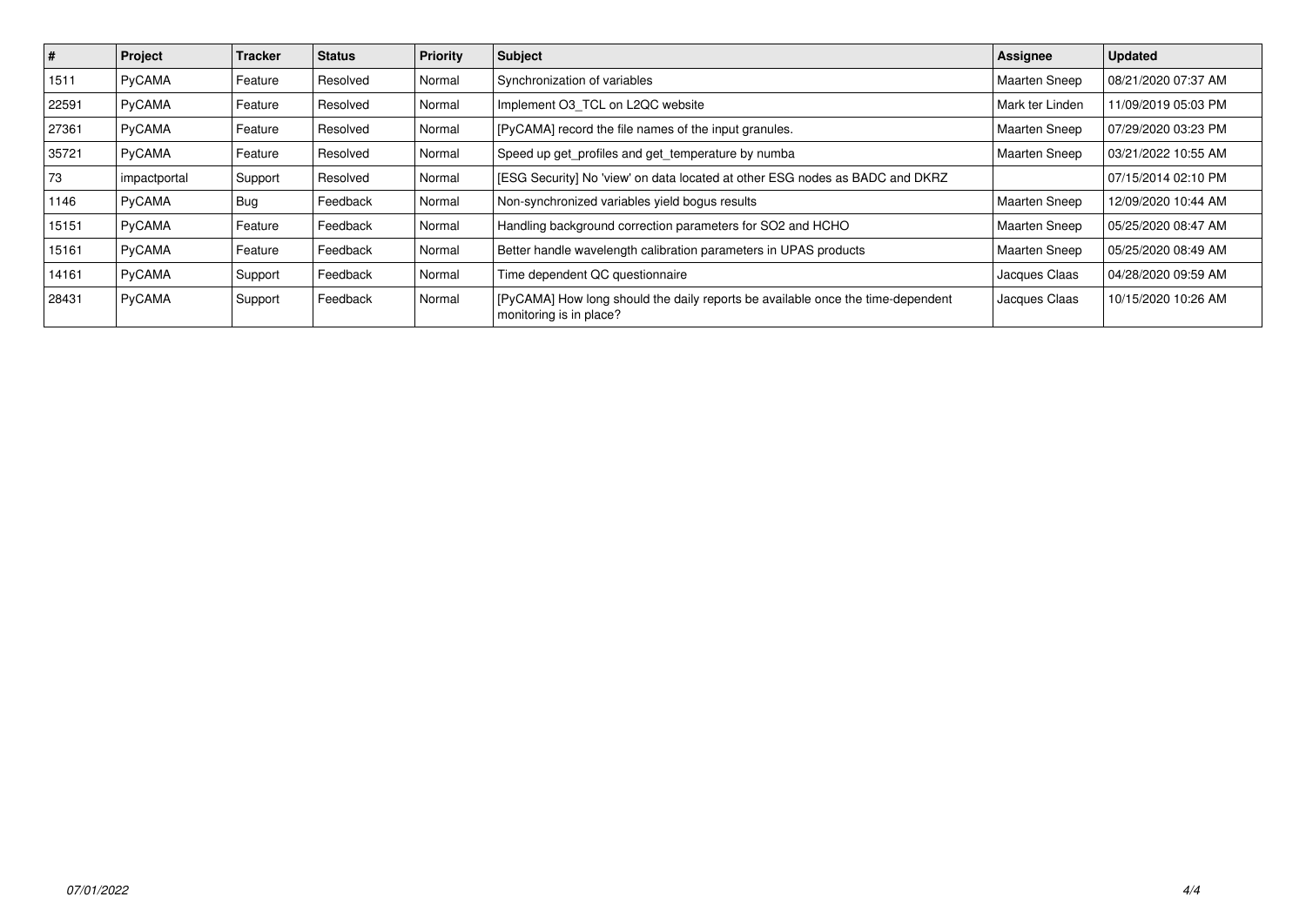| # | Project | Tracker | Status | Priority | Subject | Assignee | Updated |
|---|---|---|---|---|---|---|---|
| 1511 | PyCAMA | Feature | Resolved | Normal | Synchronization of variables | Maarten Sneep | 08/21/2020 07:37 AM |
| 22591 | PyCAMA | Feature | Resolved | Normal | Implement O3_TCL on L2QC website | Mark ter Linden | 11/09/2019 05:03 PM |
| 27361 | PyCAMA | Feature | Resolved | Normal | [PyCAMA] record the file names of the input granules. | Maarten Sneep | 07/29/2020 03:23 PM |
| 35721 | PyCAMA | Feature | Resolved | Normal | Speed up get_profiles and get_temperature by numba | Maarten Sneep | 03/21/2022 10:55 AM |
| 73 | impactportal | Support | Resolved | Normal | [ESG Security] No 'view' on data located at other ESG nodes as BADC and DKRZ | | 07/15/2014 02:10 PM |
| 1146 | PyCAMA | Bug | Feedback | Normal | Non-synchronized variables yield bogus results | Maarten Sneep | 12/09/2020 10:44 AM |
| 15151 | PyCAMA | Feature | Feedback | Normal | Handling background correction parameters for SO2 and HCHO | Maarten Sneep | 05/25/2020 08:47 AM |
| 15161 | PyCAMA | Feature | Feedback | Normal | Better handle wavelength calibration parameters in UPAS products | Maarten Sneep | 05/25/2020 08:49 AM |
| 14161 | PyCAMA | Support | Feedback | Normal | Time dependent QC questionnaire | Jacques Claas | 04/28/2020 09:59 AM |
| 28431 | PyCAMA | Support | Feedback | Normal | [PyCAMA] How long should the daily reports be available once the time-dependent monitoring is in place? | Jacques Claas | 10/15/2020 10:26 AM |

*07/01/2022*